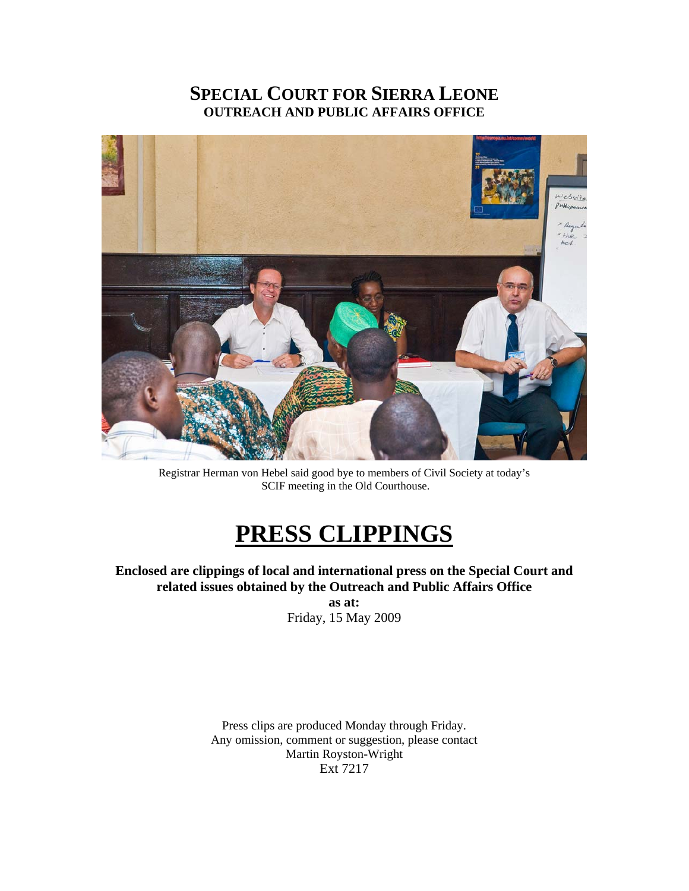# SPECIAL COURT FOR SIERRA LEONE
## OUTREACH AND PUBLIC AFFAIRS OFFICE

Registrar Herman von Hebel said good bye to members of Civil Society at today's SCIF meeting in the Old Courthouse.

# PRESS CLIPPINGS

**Enclosed are clippings of local and international press on the Special Court and related issues obtained by the Outreach and Public Affairs Office**

**as at:**

Friday, 15 May 2009

Press clips are produced Monday through Friday.
Any omission, comment or suggestion, please contact
Martin Royston-Wright
Ext 7217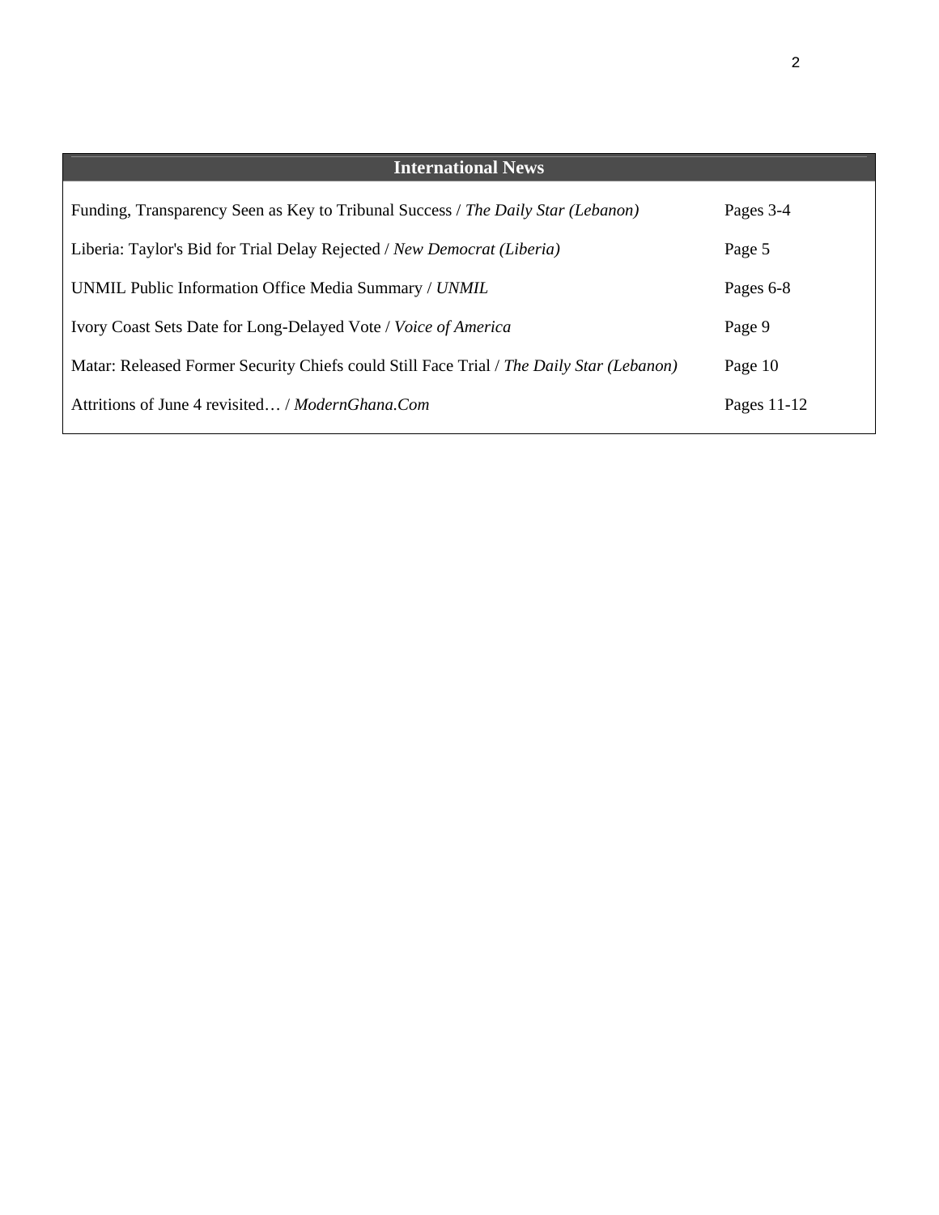## International News

| | |
|---|---|
| Funding, Transparency Seen as Key to Tribunal Success / *The Daily Star (Lebanon)* | Pages 3-4 |
| Liberia: Taylor's Bid for Trial Delay Rejected / *New Democrat (Liberia)* | Page 5 |
| UNMIL Public Information Office Media Summary / *UNMIL* | Pages 6-8 |
| Ivory Coast Sets Date for Long-Delayed Vote / *Voice of America* | Page 9 |
| Matar: Released Former Security Chiefs could Still Face Trial / *The Daily Star (Lebanon)* | Page 10 |
| Attritions of June 4 revisited… / *ModernGhana.Com* | Pages 11-12 |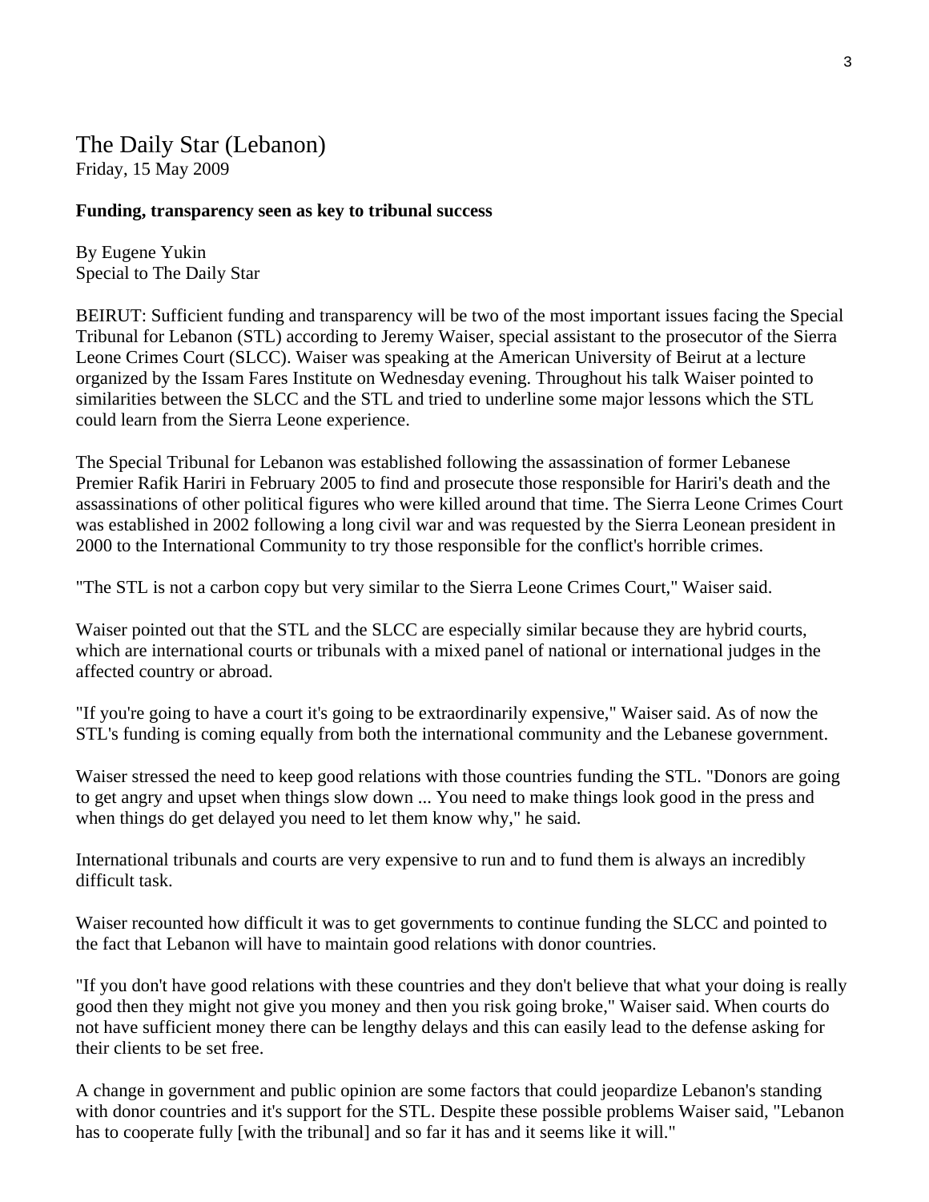The Daily Star (Lebanon)
Friday, 15 May 2009

**Funding, transparency seen as key to tribunal success**

By Eugene Yukin
Special to The Daily Star

BEIRUT: Sufficient funding and transparency will be two of the most important issues facing the Special Tribunal for Lebanon (STL) according to Jeremy Waiser, special assistant to the prosecutor of the Sierra Leone Crimes Court (SLCC). Waiser was speaking at the American University of Beirut at a lecture organized by the Issam Fares Institute on Wednesday evening. Throughout his talk Waiser pointed to similarities between the SLCC and the STL and tried to underline some major lessons which the STL could learn from the Sierra Leone experience.

The Special Tribunal for Lebanon was established following the assassination of former Lebanese Premier Rafik Hariri in February 2005 to find and prosecute those responsible for Hariri's death and the assassinations of other political figures who were killed around that time. The Sierra Leone Crimes Court was established in 2002 following a long civil war and was requested by the Sierra Leonean president in 2000 to the International Community to try those responsible for the conflict's horrible crimes.

"The STL is not a carbon copy but very similar to the Sierra Leone Crimes Court," Waiser said.

Waiser pointed out that the STL and the SLCC are especially similar because they are hybrid courts, which are international courts or tribunals with a mixed panel of national or international judges in the affected country or abroad.

"If you're going to have a court it's going to be extraordinarily expensive," Waiser said. As of now the STL's funding is coming equally from both the international community and the Lebanese government.

Waiser stressed the need to keep good relations with those countries funding the STL. "Donors are going to get angry and upset when things slow down ... You need to make things look good in the press and when things do get delayed you need to let them know why," he said.

International tribunals and courts are very expensive to run and to fund them is always an incredibly difficult task.

Waiser recounted how difficult it was to get governments to continue funding the SLCC and pointed to the fact that Lebanon will have to maintain good relations with donor countries.

"If you don't have good relations with these countries and they don't believe that what your doing is really good then they might not give you money and then you risk going broke," Waiser said. When courts do not have sufficient money there can be lengthy delays and this can easily lead to the defense asking for their clients to be set free.

A change in government and public opinion are some factors that could jeopardize Lebanon's standing with donor countries and it's support for the STL. Despite these possible problems Waiser said, "Lebanon has to cooperate fully [with the tribunal] and so far it has and it seems like it will."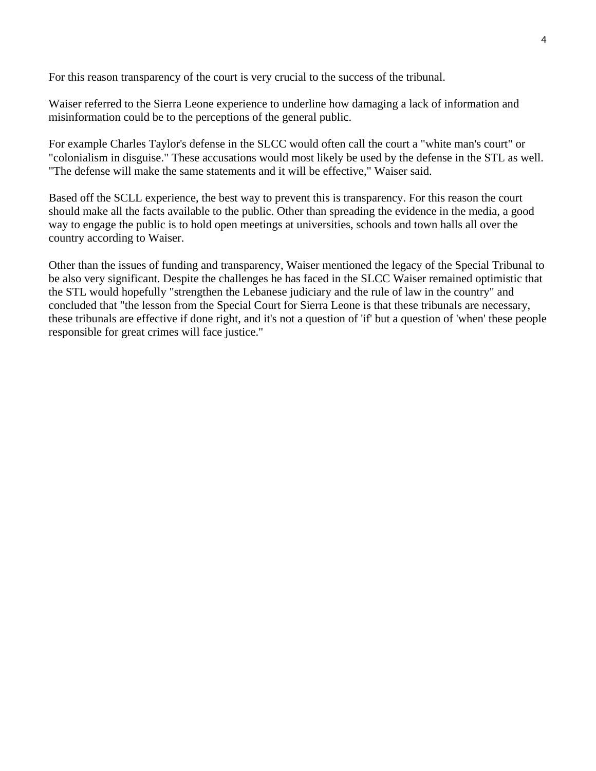For this reason transparency of the court is very crucial to the success of the tribunal.

Waiser referred to the Sierra Leone experience to underline how damaging a lack of information and misinformation could be to the perceptions of the general public.

For example Charles Taylor's defense in the SLCC would often call the court a "white man's court" or "colonialism in disguise." These accusations would most likely be used by the defense in the STL as well. "The defense will make the same statements and it will be effective," Waiser said.

Based off the SCLL experience, the best way to prevent this is transparency. For this reason the court should make all the facts available to the public. Other than spreading the evidence in the media, a good way to engage the public is to hold open meetings at universities, schools and town halls all over the country according to Waiser.

Other than the issues of funding and transparency, Waiser mentioned the legacy of the Special Tribunal to be also very significant. Despite the challenges he has faced in the SLCC Waiser remained optimistic that the STL would hopefully "strengthen the Lebanese judiciary and the rule of law in the country" and concluded that "the lesson from the Special Court for Sierra Leone is that these tribunals are necessary, these tribunals are effective if done right, and it's not a question of 'if' but a question of 'when' these people responsible for great crimes will face justice."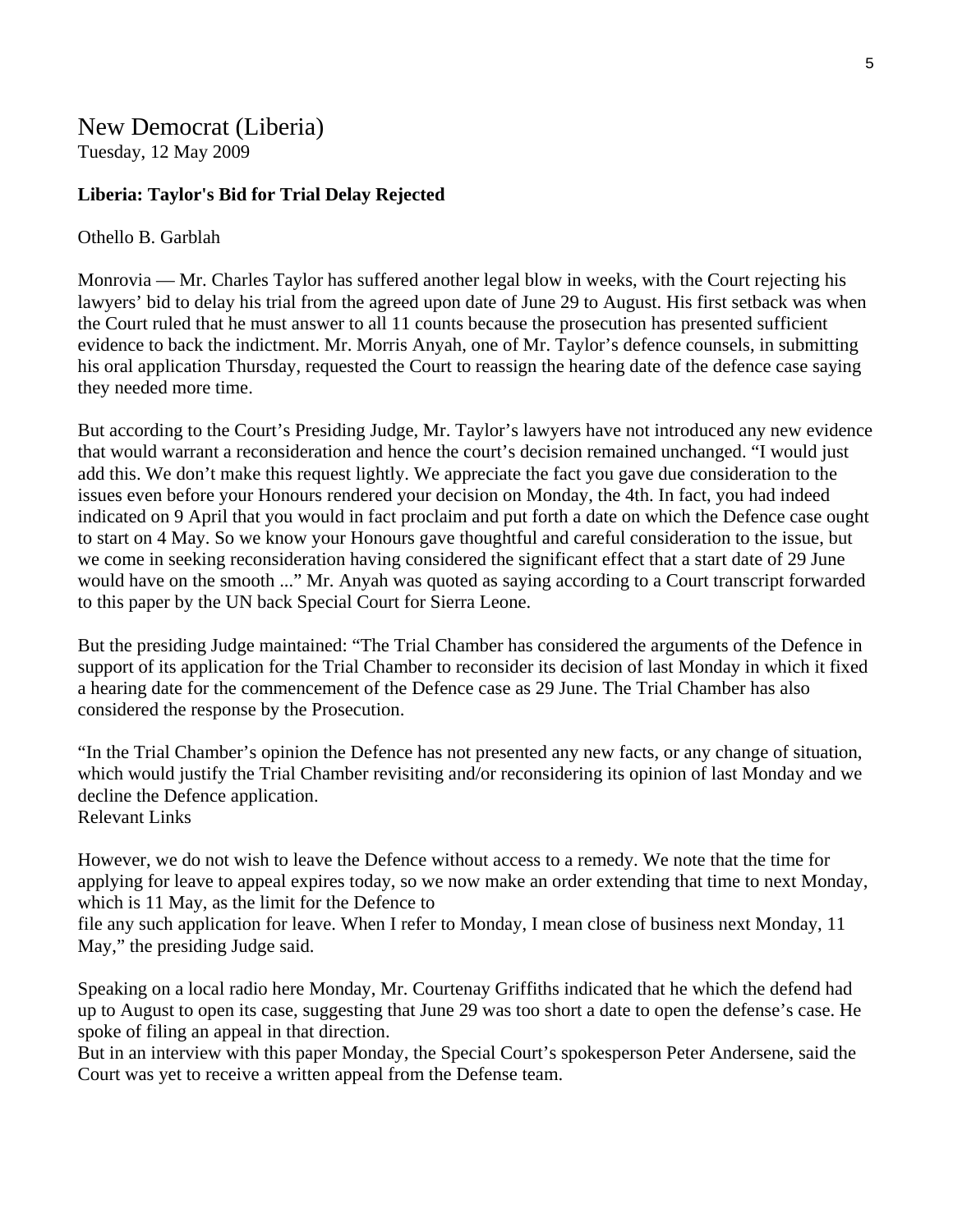# New Democrat (Liberia)

Tuesday, 12 May 2009

**Liberia: Taylor's Bid for Trial Delay Rejected**

Othello B. Garblah

Monrovia — Mr. Charles Taylor has suffered another legal blow in weeks, with the Court rejecting his lawyers' bid to delay his trial from the agreed upon date of June 29 to August. His first setback was when the Court ruled that he must answer to all 11 counts because the prosecution has presented sufficient evidence to back the indictment. Mr. Morris Anyah, one of Mr. Taylor's defence counsels, in submitting his oral application Thursday, requested the Court to reassign the hearing date of the defence case saying they needed more time.

But according to the Court's Presiding Judge, Mr. Taylor's lawyers have not introduced any new evidence that would warrant a reconsideration and hence the court's decision remained unchanged. "I would just add this. We don't make this request lightly. We appreciate the fact you gave due consideration to the issues even before your Honours rendered your decision on Monday, the 4th. In fact, you had indeed indicated on 9 April that you would in fact proclaim and put forth a date on which the Defence case ought to start on 4 May. So we know your Honours gave thoughtful and careful consideration to the issue, but we come in seeking reconsideration having considered the significant effect that a start date of 29 June would have on the smooth ..." Mr. Anyah was quoted as saying according to a Court transcript forwarded to this paper by the UN back Special Court for Sierra Leone.

But the presiding Judge maintained: "The Trial Chamber has considered the arguments of the Defence in support of its application for the Trial Chamber to reconsider its decision of last Monday in which it fixed a hearing date for the commencement of the Defence case as 29 June. The Trial Chamber has also considered the response by the Prosecution.

"In the Trial Chamber's opinion the Defence has not presented any new facts, or any change of situation, which would justify the Trial Chamber revisiting and/or reconsidering its opinion of last Monday and we decline the Defence application.
Relevant Links

However, we do not wish to leave the Defence without access to a remedy. We note that the time for applying for leave to appeal expires today, so we now make an order extending that time to next Monday, which is 11 May, as the limit for the Defence to
file any such application for leave. When I refer to Monday, I mean close of business next Monday, 11 May," the presiding Judge said.

Speaking on a local radio here Monday, Mr. Courtenay Griffiths indicated that he which the defend had up to August to open its case, suggesting that June 29 was too short a date to open the defense's case. He spoke of filing an appeal in that direction.
But in an interview with this paper Monday, the Special Court's spokesperson Peter Andersene, said the Court was yet to receive a written appeal from the Defense team.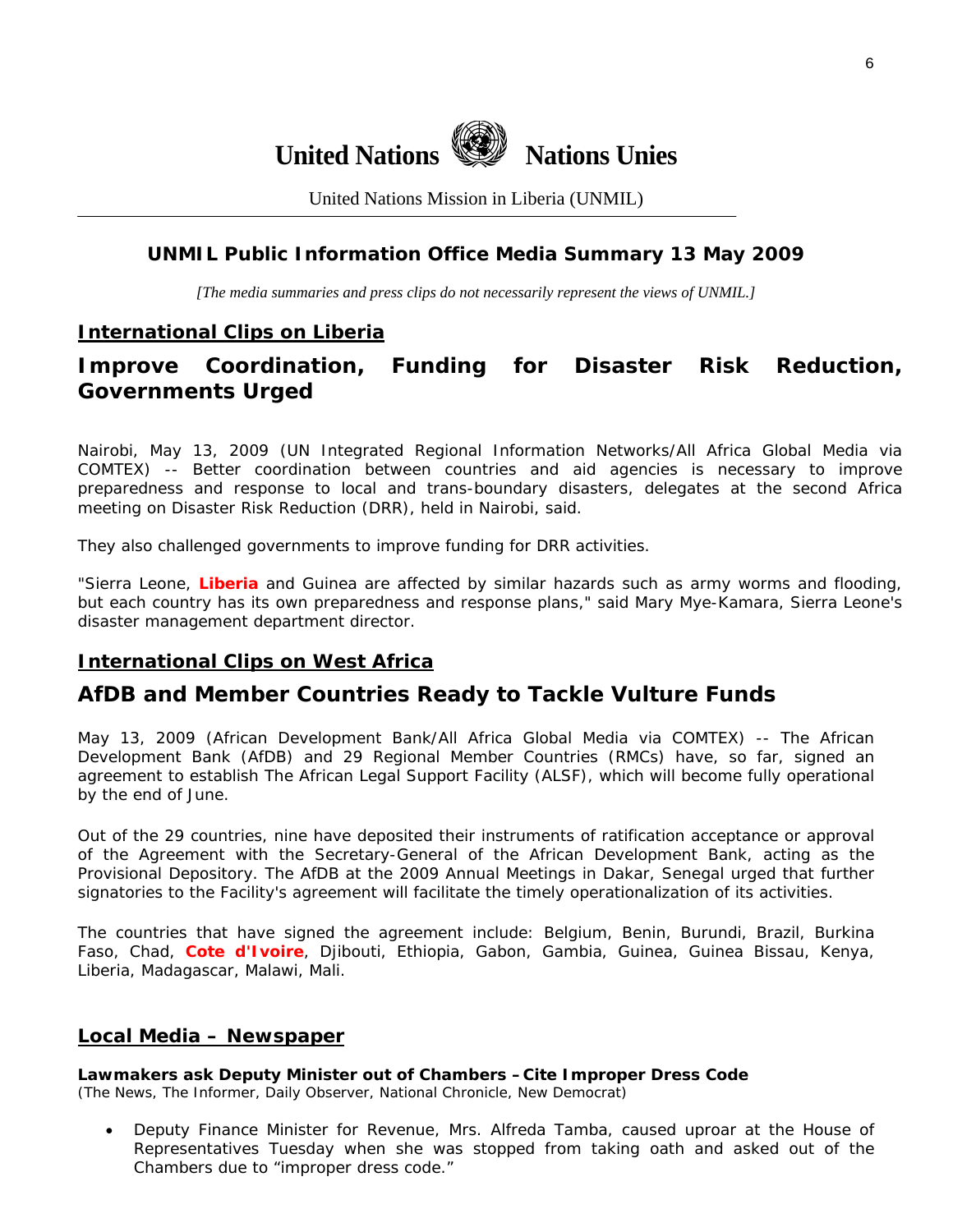# United Nations Nations Unies

United Nations Mission in Liberia (UNMIL)

## UNMIL Public Information Office Media Summary 13 May 2009

*[The media summaries and press clips do not necessarily represent the views of UNMIL.]*

## International Clips on Liberia

## Improve Coordination, Funding for Disaster Risk Reduction, Governments Urged

Nairobi, May 13, 2009 (UN Integrated Regional Information Networks/All Africa Global Media via COMTEX) -- Better coordination between countries and aid agencies is necessary to improve preparedness and response to local and trans-boundary disasters, delegates at the second Africa meeting on Disaster Risk Reduction (DRR), held in Nairobi, said.

They also challenged governments to improve funding for DRR activities.

"Sierra Leone, **Liberia** and Guinea are affected by similar hazards such as army worms and flooding, but each country has its own preparedness and response plans," said Mary Mye-Kamara, Sierra Leone's disaster management department director.

## International Clips on West Africa

## AfDB and Member Countries Ready to Tackle Vulture Funds

May 13, 2009 (African Development Bank/All Africa Global Media via COMTEX) -- The African Development Bank (AfDB) and 29 Regional Member Countries (RMCs) have, so far, signed an agreement to establish The African Legal Support Facility (ALSF), which will become fully operational by the end of June.

Out of the 29 countries, nine have deposited their instruments of ratification acceptance or approval of the Agreement with the Secretary-General of the African Development Bank, acting as the Provisional Depository. The AfDB at the 2009 Annual Meetings in Dakar, Senegal urged that further signatories to the Facility's agreement will facilitate the timely operationalization of its activities.

The countries that have signed the agreement include: Belgium, Benin, Burundi, Brazil, Burkina Faso, Chad, **Cote d'Ivoire**, Djibouti, Ethiopia, Gabon, Gambia, Guinea, Guinea Bissau, Kenya, Liberia, Madagascar, Malawi, Mali.

## Local Media – Newspaper

**Lawmakers ask Deputy Minister out of Chambers – Cite Improper Dress Code**
(The News, The Informer, Daily Observer, National Chronicle, New Democrat)

- Deputy Finance Minister for Revenue, Mrs. Alfreda Tamba, caused uproar at the House of Representatives Tuesday when she was stopped from taking oath and asked out of the Chambers due to "improper dress code."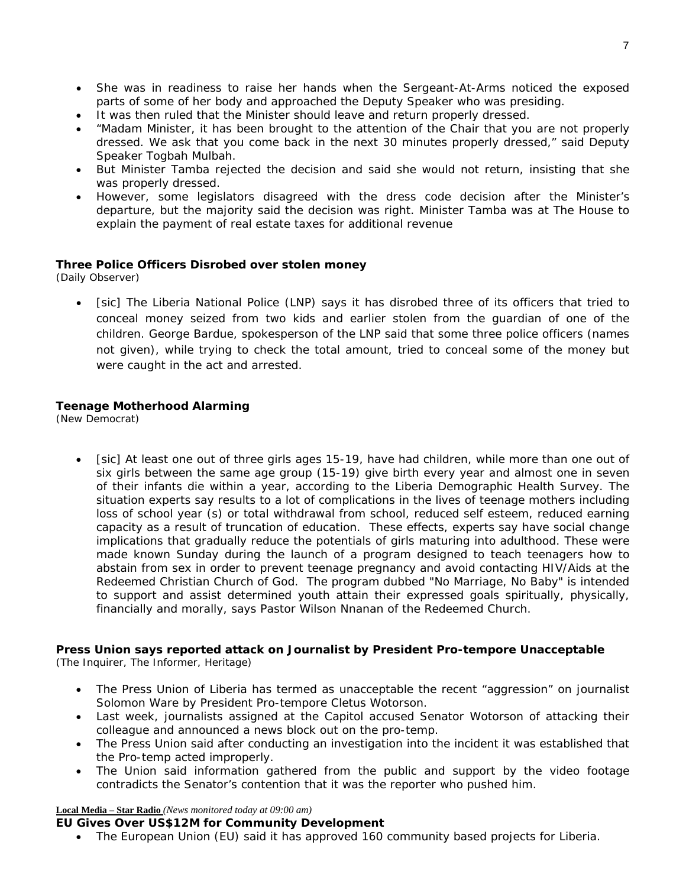- She was in readiness to raise her hands when the Sergeant-At-Arms noticed the exposed parts of some of her body and approached the Deputy Speaker who was presiding.
- It was then ruled that the Minister should leave and return properly dressed.
- "Madam Minister, it has been brought to the attention of the Chair that you are not properly dressed. We ask that you come back in the next 30 minutes properly dressed," said Deputy Speaker Togbah Mulbah.
- But Minister Tamba rejected the decision and said she would not return, insisting that she was properly dressed.
- However, some legislators disagreed with the dress code decision after the Minister's departure, but the majority said the decision was right. Minister Tamba was at The House to explain the payment of real estate taxes for additional revenue

**Three Police Officers Disrobed over stolen money**
*(Daily Observer)*

- [sic] The Liberia National Police (LNP) says it has disrobed three of its officers that tried to conceal money seized from two kids and earlier stolen from the guardian of one of the children. George Bardue, spokesperson of the LNP said that some three police officers (names not given), while trying to check the total amount, tried to conceal some of the money but were caught in the act and arrested.

**Teenage Motherhood Alarming**
*(New Democrat)*

- [sic] At least one out of three girls ages 15-19, have had children, while more than one out of six girls between the same age group (15-19) give birth every year and almost one in seven of their infants die within a year, according to the Liberia Demographic Health Survey. The situation experts say results to a lot of complications in the lives of teenage mothers including loss of school year (s) or total withdrawal from school, reduced self esteem, reduced earning capacity as a result of truncation of education. These effects, experts say have social change implications that gradually reduce the potentials of girls maturing into adulthood. These were made known Sunday during the launch of a program designed to teach teenagers how to abstain from sex in order to prevent teenage pregnancy and avoid contacting HIV/Aids at the Redeemed Christian Church of God. The program dubbed "No Marriage, No Baby" is intended to support and assist determined youth attain their expressed goals spiritually, physically, financially and morally, says Pastor Wilson Nnanan of the Redeemed Church.

**Press Union says reported attack on Journalist by President Pro-tempore Unacceptable**
*(The Inquirer, The Informer, Heritage)*

- The Press Union of Liberia has termed as unacceptable the recent "aggression" on journalist Solomon Ware by President Pro-tempore Cletus Wotorson.
- Last week, journalists assigned at the Capitol accused Senator Wotorson of attacking their colleague and announced a news block out on the pro-temp.
- The Press Union said after conducting an investigation into the incident it was established that the Pro-temp acted improperly.
- The Union said information gathered from the public and support by the video footage contradicts the Senator's contention that it was the reporter who pushed him.

**Local Media – Star Radio** *(News monitored today at 09:00 am)*

**EU Gives Over US$12M for Community Development**

- The European Union (EU) said it has approved 160 community based projects for Liberia.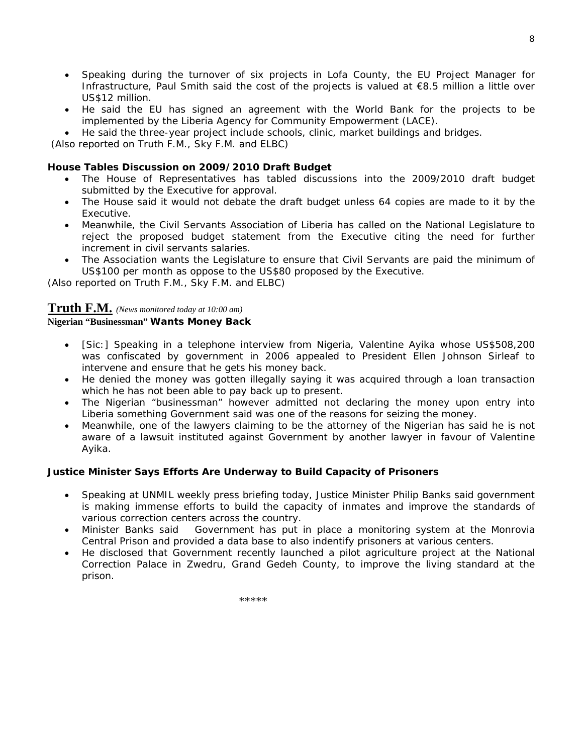- Speaking during the turnover of six projects in Lofa County, the EU Project Manager for Infrastructure, Paul Smith said the cost of the projects is valued at €8.5 million a little over US$12 million.
- He said the EU has signed an agreement with the World Bank for the projects to be implemented by the Liberia Agency for Community Empowerment (LACE).
- He said the three-year project include schools, clinic, market buildings and bridges.

(Also reported on Truth F.M., Sky F.M. and ELBC)

**House Tables Discussion on 2009/2010 Draft Budget**

- The House of Representatives has tabled discussions into the 2009/2010 draft budget submitted by the Executive for approval.
- The House said it would not debate the draft budget unless 64 copies are made to it by the Executive.
- Meanwhile, the Civil Servants Association of Liberia has called on the National Legislature to reject the proposed budget statement from the Executive citing the need for further increment in civil servants salaries.
- The Association wants the Legislature to ensure that Civil Servants are paid the minimum of US$100 per month as oppose to the US$80 proposed by the Executive.

(Also reported on Truth F.M., Sky F.M. and ELBC)

## Truth F.M. *(News monitored today at 10:00 am)*

**Nigerian "Businessman" Wants Money Back**

- [Sic:] Speaking in a telephone interview from Nigeria, Valentine Ayika whose US$508,200 was confiscated by government in 2006 appealed to President Ellen Johnson Sirleaf to intervene and ensure that he gets his money back.
- He denied the money was gotten illegally saying it was acquired through a loan transaction which he has not been able to pay back up to present.
- The Nigerian "businessman" however admitted not declaring the money upon entry into Liberia something Government said was one of the reasons for seizing the money.
- Meanwhile, one of the lawyers claiming to be the attorney of the Nigerian has said he is not aware of a lawsuit instituted against Government by another lawyer in favour of Valentine Ayika.

**Justice Minister Says Efforts Are Underway to Build Capacity of Prisoners**

- Speaking at UNMIL weekly press briefing today, Justice Minister Philip Banks said government is making immense efforts to build the capacity of inmates and improve the standards of various correction centers across the country.
- Minister Banks said Government has put in place a monitoring system at the Monrovia Central Prison and provided a data base to also indentify prisoners at various centers.
- He disclosed that Government recently launched a pilot agriculture project at the National Correction Palace in Zwedru, Grand Gedeh County, to improve the living standard at the prison.

\*\*\*\*\*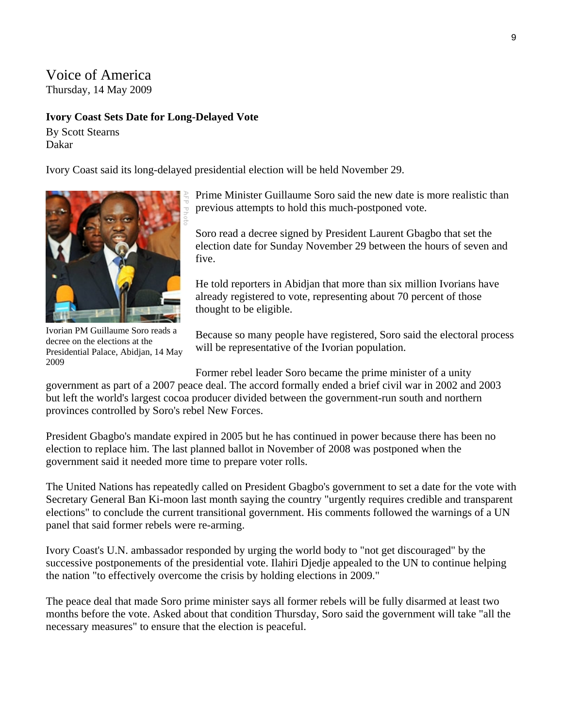Voice of America
Thursday, 14 May 2009

**Ivory Coast Sets Date for Long-Delayed Vote**

By Scott Stearns
Dakar

Ivory Coast said its long-delayed presidential election will be held November 29.

Ivorian PM Guillaume Soro reads a decree on the elections at the Presidential Palace, Abidjan, 14 May 2009

Prime Minister Guillaume Soro said the new date is more realistic than previous attempts to hold this much-postponed vote.

Soro read a decree signed by President Laurent Gbagbo that set the election date for Sunday November 29 between the hours of seven and five.

He told reporters in Abidjan that more than six million Ivorians have already registered to vote, representing about 70 percent of those thought to be eligible.

Because so many people have registered, Soro said the electoral process will be representative of the Ivorian population.

Former rebel leader Soro became the prime minister of a unity government as part of a 2007 peace deal. The accord formally ended a brief civil war in 2002 and 2003 but left the world's largest cocoa producer divided between the government-run south and northern provinces controlled by Soro's rebel New Forces.

President Gbagbo's mandate expired in 2005 but he has continued in power because there has been no election to replace him. The last planned ballot in November of 2008 was postponed when the government said it needed more time to prepare voter rolls.

The United Nations has repeatedly called on President Gbagbo's government to set a date for the vote with Secretary General Ban Ki-moon last month saying the country "urgently requires credible and transparent elections" to conclude the current transitional government. His comments followed the warnings of a UN panel that said former rebels were re-arming.

Ivory Coast's U.N. ambassador responded by urging the world body to "not get discouraged" by the successive postponements of the presidential vote. Ilahiri Djedje appealed to the UN to continue helping the nation "to effectively overcome the crisis by holding elections in 2009."

The peace deal that made Soro prime minister says all former rebels will be fully disarmed at least two months before the vote. Asked about that condition Thursday, Soro said the government will take "all the necessary measures" to ensure that the election is peaceful.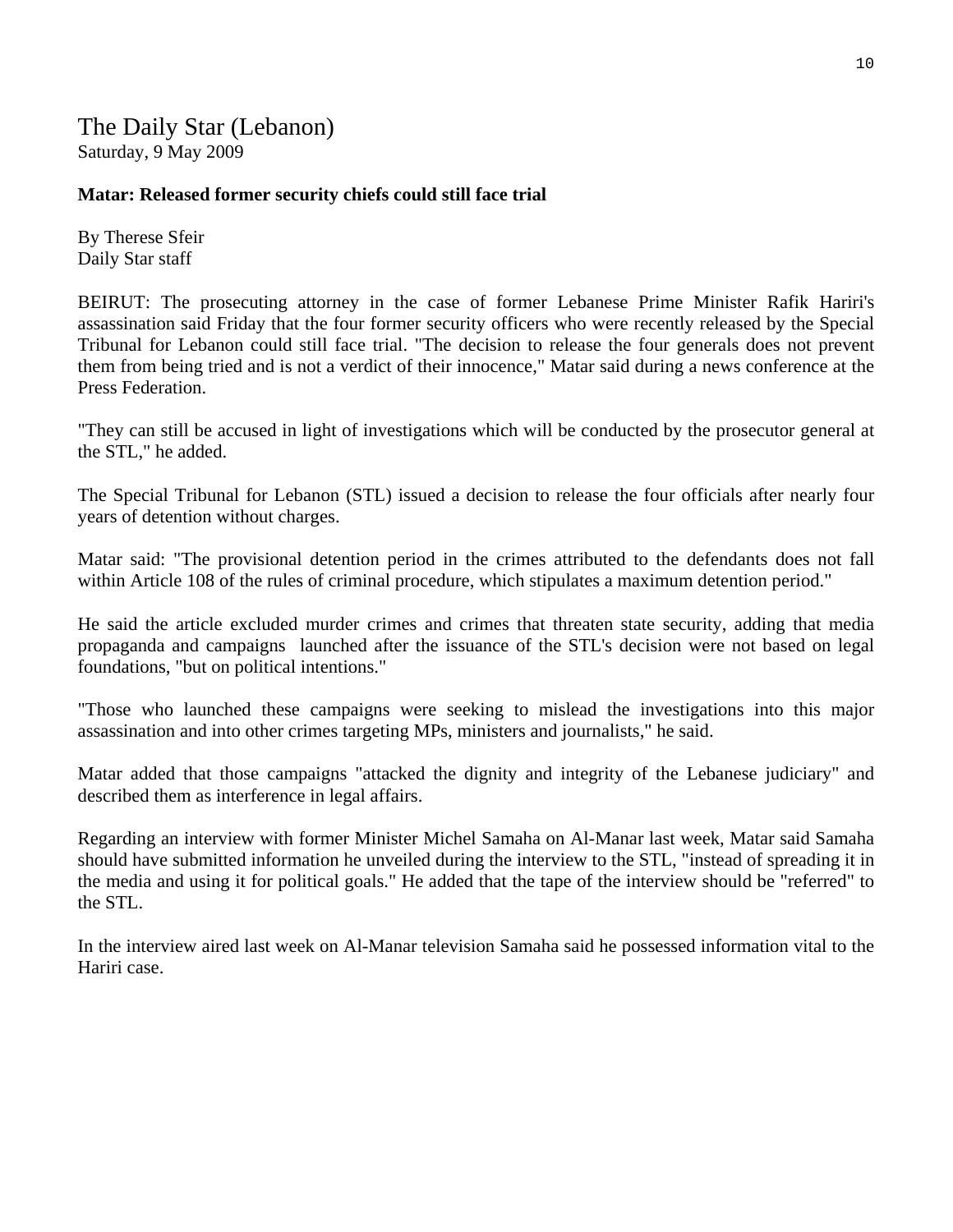# The Daily Star (Lebanon)

Saturday, 9 May 2009

**Matar: Released former security chiefs could still face trial**

By Therese Sfeir
Daily Star staff

BEIRUT: The prosecuting attorney in the case of former Lebanese Prime Minister Rafik Hariri's assassination said Friday that the four former security officers who were recently released by the Special Tribunal for Lebanon could still face trial. "The decision to release the four generals does not prevent them from being tried and is not a verdict of their innocence," Matar said during a news conference at the Press Federation.

"They can still be accused in light of investigations which will be conducted by the prosecutor general at the STL," he added.

The Special Tribunal for Lebanon (STL) issued a decision to release the four officials after nearly four years of detention without charges.

Matar said: "The provisional detention period in the crimes attributed to the defendants does not fall within Article 108 of the rules of criminal procedure, which stipulates a maximum detention period."

He said the article excluded murder crimes and crimes that threaten state security, adding that media propaganda and campaigns launched after the issuance of the STL's decision were not based on legal foundations, "but on political intentions."

"Those who launched these campaigns were seeking to mislead the investigations into this major assassination and into other crimes targeting MPs, ministers and journalists," he said.

Matar added that those campaigns "attacked the dignity and integrity of the Lebanese judiciary" and described them as interference in legal affairs.

Regarding an interview with former Minister Michel Samaha on Al-Manar last week, Matar said Samaha should have submitted information he unveiled during the interview to the STL, "instead of spreading it in the media and using it for political goals." He added that the tape of the interview should be "referred" to the STL.

In the interview aired last week on Al-Manar television Samaha said he possessed information vital to the Hariri case.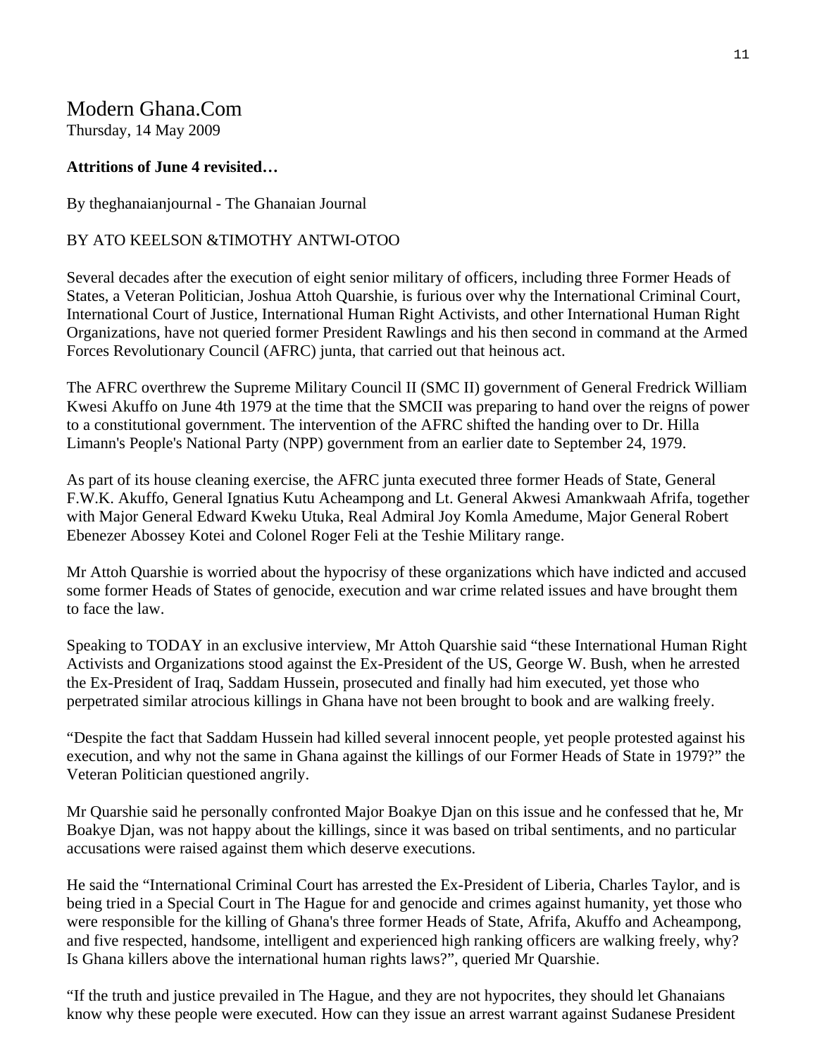Modern Ghana.Com
Thursday, 14 May 2009

**Attritions of June 4 revisited…**

By theghanaianjournal - The Ghanaian Journal

BY ATO KEELSON &TIMOTHY ANTWI-OTOO

Several decades after the execution of eight senior military of officers, including three Former Heads of States, a Veteran Politician, Joshua Attoh Quarshie, is furious over why the International Criminal Court, International Court of Justice, International Human Right Activists, and other International Human Right Organizations, have not queried former President Rawlings and his then second in command at the Armed Forces Revolutionary Council (AFRC) junta, that carried out that heinous act.

The AFRC overthrew the Supreme Military Council II (SMC II) government of General Fredrick William Kwesi Akuffo on June 4th 1979 at the time that the SMCII was preparing to hand over the reigns of power to a constitutional government. The intervention of the AFRC shifted the handing over to Dr. Hilla Limann's People's National Party (NPP) government from an earlier date to September 24, 1979.

As part of its house cleaning exercise, the AFRC junta executed three former Heads of State, General F.W.K. Akuffo, General Ignatius Kutu Acheampong and Lt. General Akwesi Amankwaah Afrifa, together with Major General Edward Kweku Utuka, Real Admiral Joy Komla Amedume, Major General Robert Ebenezer Abossey Kotei and Colonel Roger Feli at the Teshie Military range.

Mr Attoh Quarshie is worried about the hypocrisy of these organizations which have indicted and accused some former Heads of States of genocide, execution and war crime related issues and have brought them to face the law.

Speaking to TODAY in an exclusive interview, Mr Attoh Quarshie said "these International Human Right Activists and Organizations stood against the Ex-President of the US, George W. Bush, when he arrested the Ex-President of Iraq, Saddam Hussein, prosecuted and finally had him executed, yet those who perpetrated similar atrocious killings in Ghana have not been brought to book and are walking freely.

"Despite the fact that Saddam Hussein had killed several innocent people, yet people protested against his execution, and why not the same in Ghana against the killings of our Former Heads of State in 1979?" the Veteran Politician questioned angrily.

Mr Quarshie said he personally confronted Major Boakye Djan on this issue and he confessed that he, Mr Boakye Djan, was not happy about the killings, since it was based on tribal sentiments, and no particular accusations were raised against them which deserve executions.

He said the "International Criminal Court has arrested the Ex-President of Liberia, Charles Taylor, and is being tried in a Special Court in The Hague for and genocide and crimes against humanity, yet those who were responsible for the killing of Ghana's three former Heads of State, Afrifa, Akuffo and Acheampong, and five respected, handsome, intelligent and experienced high ranking officers are walking freely, why? Is Ghana killers above the international human rights laws?", queried Mr Quarshie.

"If the truth and justice prevailed in The Hague, and they are not hypocrites, they should let Ghanaians know why these people were executed. How can they issue an arrest warrant against Sudanese President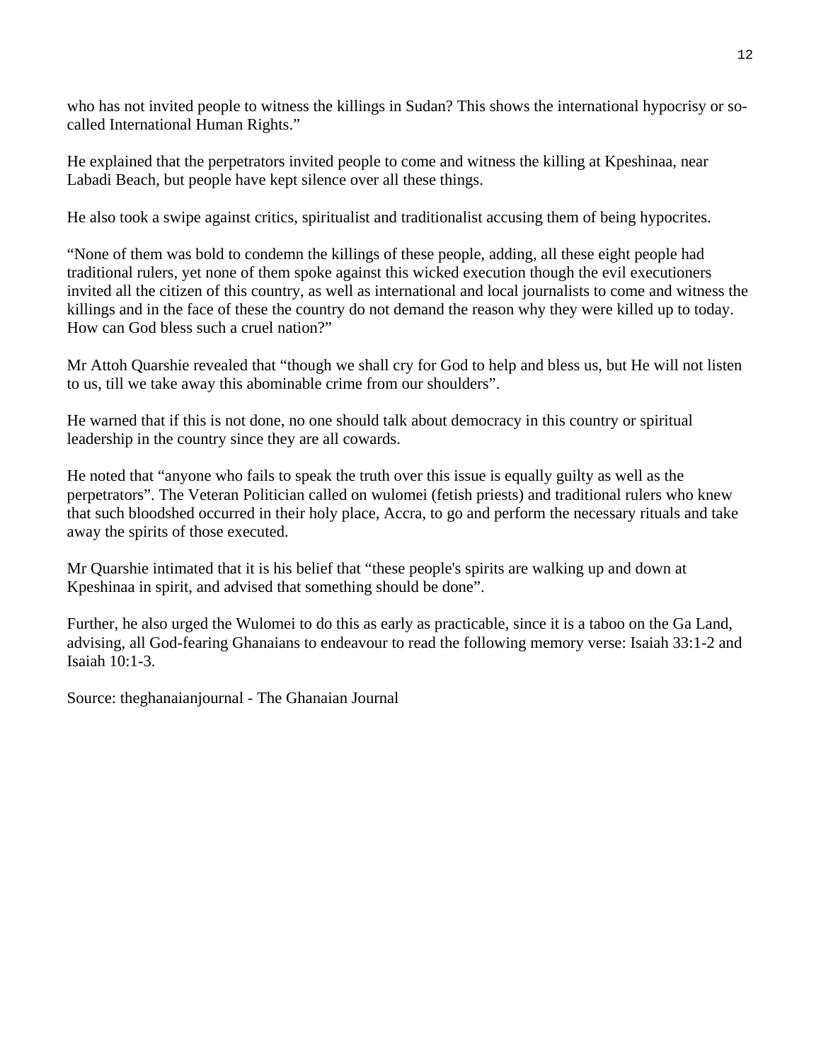who has not invited people to witness the killings in Sudan? This shows the international hypocrisy or so-called International Human Rights."

He explained that the perpetrators invited people to come and witness the killing at Kpeshinaa, near Labadi Beach, but people have kept silence over all these things.

He also took a swipe against critics, spiritualist and traditionalist accusing them of being hypocrites.

"None of them was bold to condemn the killings of these people, adding, all these eight people had traditional rulers, yet none of them spoke against this wicked execution though the evil executioners invited all the citizen of this country, as well as international and local journalists to come and witness the killings and in the face of these the country do not demand the reason why they were killed up to today. How can God bless such a cruel nation?"

Mr Attoh Quarshie revealed that "though we shall cry for God to help and bless us, but He will not listen to us, till we take away this abominable crime from our shoulders".

He warned that if this is not done, no one should talk about democracy in this country or spiritual leadership in the country since they are all cowards.

He noted that "anyone who fails to speak the truth over this issue is equally guilty as well as the perpetrators". The Veteran Politician called on wulomei (fetish priests) and traditional rulers who knew that such bloodshed occurred in their holy place, Accra, to go and perform the necessary rituals and take away the spirits of those executed.

Mr Quarshie intimated that it is his belief that "these people's spirits are walking up and down at Kpeshinaa in spirit, and advised that something should be done".

Further, he also urged the Wulomei to do this as early as practicable, since it is a taboo on the Ga Land, advising, all God-fearing Ghanaians to endeavour to read the following memory verse: Isaiah 33:1-2 and Isaiah 10:1-3.

Source: theghanaianjournal - The Ghanaian Journal